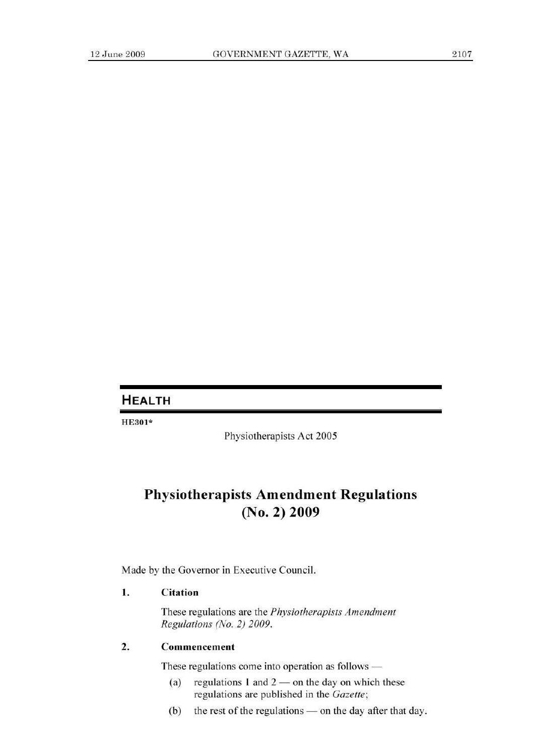## HEALTH

**HE301***

Physiotherapists Act 2005

# Physiotherapists Amendment Regulations (No. 2) 2009

Made by the Governor in Executive Council.

### 1. Citation

These regulations are the *Physiotherapists Amendment Regulations (No. 2) 2009*.

### 2. Commencement

These regulations come into operation as follows —

(a) regulations 1 and 2 — on the day on which these regulations are published in the *Gazette*;

(b) the rest of the regulations — on the day after that day.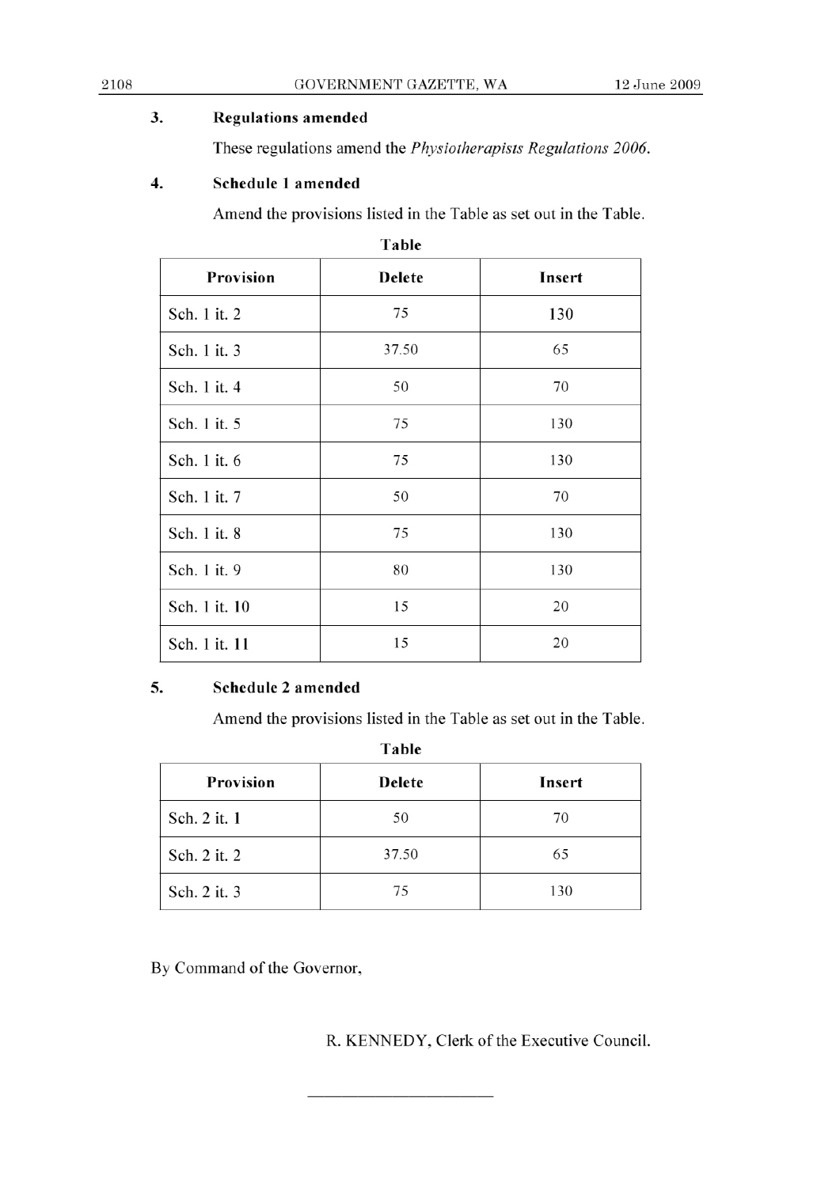### 3. Regulations amended

These regulations amend the *Physiotherapists Regulations 2006*.

### 4. Schedule 1 amended

Amend the provisions listed in the Table as set out in the Table.

**Table**

| Provision | Delete | Insert |
|---|---|---|
| Sch. 1 it. 2 | 75 | 130 |
| Sch. 1 it. 3 | 37.50 | 65 |
| Sch. 1 it. 4 | 50 | 70 |
| Sch. 1 it. 5 | 75 | 130 |
| Sch. 1 it. 6 | 75 | 130 |
| Sch. 1 it. 7 | 50 | 70 |
| Sch. 1 it. 8 | 75 | 130 |
| Sch. 1 it. 9 | 80 | 130 |
| Sch. 1 it. 10 | 15 | 20 |
| Sch. 1 it. 11 | 15 | 20 |

### 5. Schedule 2 amended

Amend the provisions listed in the Table as set out in the Table.

**Table**

| Provision | Delete | Insert |
|---|---|---|
| Sch. 2 it. 1 | 50 | 70 |
| Sch. 2 it. 2 | 37.50 | 65 |
| Sch. 2 it. 3 | 75 | 130 |

By Command of the Governor,

R. KENNEDY, Clerk of the Executive Council.

---